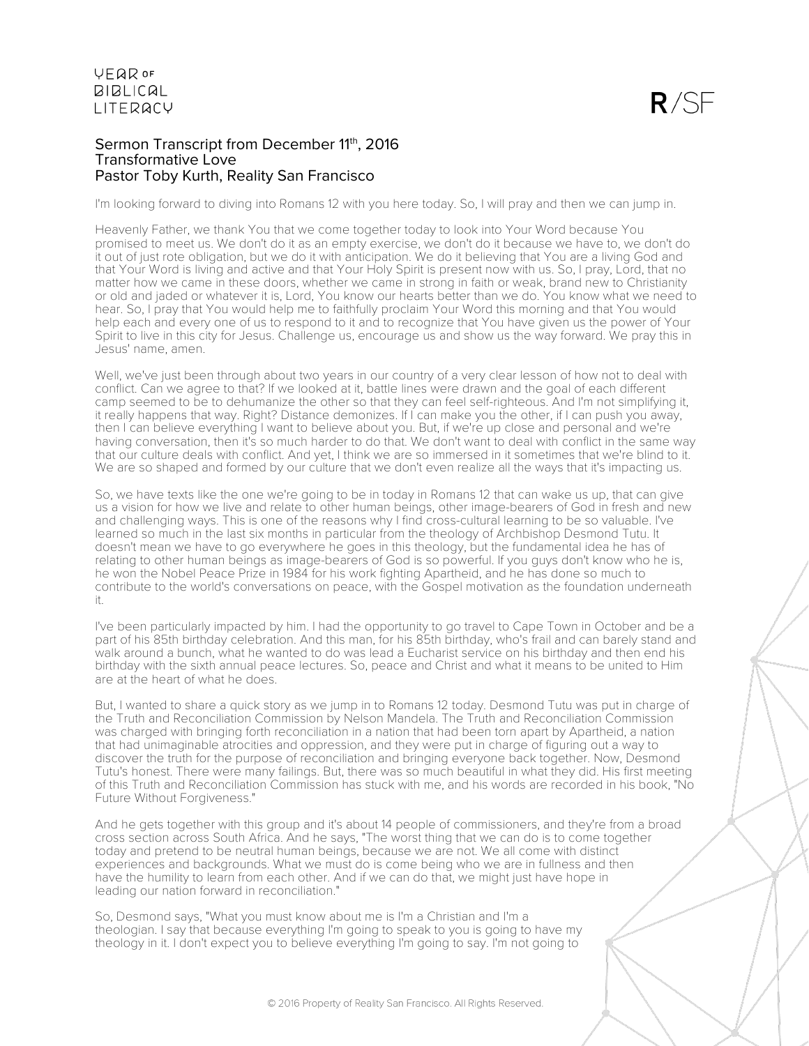# Sermon Transcript from December 11th, 2016
## Transformative Love
## Pastor Toby Kurth, Reality San Francisco

I'm looking forward to diving into Romans 12 with you here today. So, I will pray and then we can jump in.

Heavenly Father, we thank You that we come together today to look into Your Word because You promised to meet us. We don't do it as an empty exercise, we don't do it because we have to, we don't do it out of just rote obligation, but we do it with anticipation. We do it believing that You are a living God and that Your Word is living and active and that Your Holy Spirit is present now with us. So, I pray, Lord, that no matter how we came in these doors, whether we came in strong in faith or weak, brand new to Christianity or old and jaded or whatever it is, Lord, You know our hearts better than we do. You know what we need to hear. So, I pray that You would help me to faithfully proclaim Your Word this morning and that You would help each and every one of us to respond to it and to recognize that You have given us the power of Your Spirit to live in this city for Jesus. Challenge us, encourage us and show us the way forward. We pray this in Jesus' name, amen.

Well, we've just been through about two years in our country of a very clear lesson of how not to deal with conflict. Can we agree to that? If we looked at it, battle lines were drawn and the goal of each different camp seemed to be to dehumanize the other so that they can feel self-righteous. And I'm not simplifying it, it really happens that way. Right? Distance demonizes. If I can make you the other, if I can push you away, then I can believe everything I want to believe about you. But, if we're up close and personal and we're having conversation, then it's so much harder to do that. We don't want to deal with conflict in the same way that our culture deals with conflict. And yet, I think we are so immersed in it sometimes that we're blind to it. We are so shaped and formed by our culture that we don't even realize all the ways that it's impacting us.

So, we have texts like the one we're going to be in today in Romans 12 that can wake us up, that can give us a vision for how we live and relate to other human beings, other image-bearers of God in fresh and new and challenging ways. This is one of the reasons why I find cross-cultural learning to be so valuable. I've learned so much in the last six months in particular from the theology of Archbishop Desmond Tutu. It doesn't mean we have to go everywhere he goes in this theology, but the fundamental idea he has of relating to other human beings as image-bearers of God is so powerful. If you guys don't know who he is, he won the Nobel Peace Prize in 1984 for his work fighting Apartheid, and he has done so much to contribute to the world's conversations on peace, with the Gospel motivation as the foundation underneath it.

I've been particularly impacted by him. I had the opportunity to go travel to Cape Town in October and be a part of his 85th birthday celebration. And this man, for his 85th birthday, who's frail and can barely stand and walk around a bunch, what he wanted to do was lead a Eucharist service on his birthday and then end his birthday with the sixth annual peace lectures. So, peace and Christ and what it means to be united to Him are at the heart of what he does.

But, I wanted to share a quick story as we jump in to Romans 12 today. Desmond Tutu was put in charge of the Truth and Reconciliation Commission by Nelson Mandela. The Truth and Reconciliation Commission was charged with bringing forth reconciliation in a nation that had been torn apart by Apartheid, a nation that had unimaginable atrocities and oppression, and they were put in charge of figuring out a way to discover the truth for the purpose of reconciliation and bringing everyone back together. Now, Desmond Tutu's honest. There were many failings. But, there was so much beautiful in what they did. His first meeting of this Truth and Reconciliation Commission has stuck with me, and his words are recorded in his book, "No Future Without Forgiveness."

And he gets together with this group and it's about 14 people of commissioners, and they're from a broad cross section across South Africa. And he says, "The worst thing that we can do is to come together today and pretend to be neutral human beings, because we are not. We all come with distinct experiences and backgrounds. What we must do is come being who we are in fullness and then have the humility to learn from each other. And if we can do that, we might just have hope in leading our nation forward in reconciliation."

So, Desmond says, "What you must know about me is I'm a Christian and I'm a theologian. I say that because everything I'm going to speak to you is going to have my theology in it. I don't expect you to believe everything I'm going to say. I'm not going to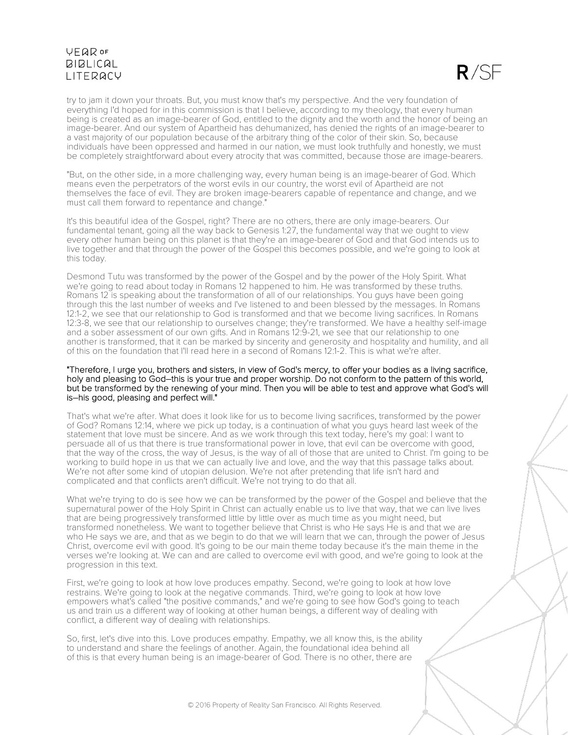try to jam it down your throats. But, you must know that's my perspective. And the very foundation of everything I'd hoped for in this commission is that I believe, according to my theology, that every human being is created as an image-bearer of God, entitled to the dignity and the worth and the honor of being an image-bearer. And our system of Apartheid has dehumanized, has denied the rights of an image-bearer to a vast majority of our population because of the arbitrary thing of the color of their skin. So, because individuals have been oppressed and harmed in our nation, we must look truthfully and honestly, we must be completely straightforward about every atrocity that was committed, because those are image-bearers.

"But, on the other side, in a more challenging way, every human being is an image-bearer of God. Which means even the perpetrators of the worst evils in our country, the worst evil of Apartheid are not themselves the face of evil. They are broken image-bearers capable of repentance and change, and we must call them forward to repentance and change."

It's this beautiful idea of the Gospel, right? There are no others, there are only image-bearers. Our fundamental tenant, going all the way back to Genesis 1:27, the fundamental way that we ought to view every other human being on this planet is that they're an image-bearer of God and that God intends us to live together and that through the power of the Gospel this becomes possible, and we're going to look at this today.

Desmond Tutu was transformed by the power of the Gospel and by the power of the Holy Spirit. What we're going to read about today in Romans 12 happened to him. He was transformed by these truths. Romans 12 is speaking about the transformation of all of our relationships. You guys have been going through this the last number of weeks and I've listened to and been blessed by the messages. In Romans 12:1-2, we see that our relationship to God is transformed and that we become living sacrifices. In Romans 12:3-8, we see that our relationship to ourselves change; they're transformed. We have a healthy self-image and a sober assessment of our own gifts. And in Romans 12:9-21, we see that our relationship to one another is transformed, that it can be marked by sincerity and generosity and hospitality and humility, and all of this on the foundation that I'll read here in a second of Romans 12:1-2. This is what we're after.

"Therefore, I urge you, brothers and sisters, in view of God's mercy, to offer your bodies as a living sacrifice, holy and pleasing to God—this is your true and proper worship. Do not conform to the pattern of this world, but be transformed by the renewing of your mind. Then you will be able to test and approve what God's will is—his good, pleasing and perfect will."

That's what we're after. What does it look like for us to become living sacrifices, transformed by the power of God? Romans 12:14, where we pick up today, is a continuation of what you guys heard last week of the statement that love must be sincere. And as we work through this text today, here's my goal: I want to persuade all of us that there is true transformational power in love, that evil can be overcome with good, that the way of the cross, the way of Jesus, is the way of all of those that are united to Christ. I'm going to be working to build hope in us that we can actually live and love, and the way that this passage talks about. We're not after some kind of utopian delusion. We're not after pretending that life isn't hard and complicated and that conflicts aren't difficult. We're not trying to do that all.

What we're trying to do is see how we can be transformed by the power of the Gospel and believe that the supernatural power of the Holy Spirit in Christ can actually enable us to live that way, that we can live lives that are being progressively transformed little by little over as much time as you might need, but transformed nonetheless. We want to together believe that Christ is who He says He is and that we are who He says we are, and that as we begin to do that we will learn that we can, through the power of Jesus Christ, overcome evil with good. It's going to be our main theme today because it's the main theme in the verses we're looking at. We can and are called to overcome evil with good, and we're going to look at the progression in this text.

First, we're going to look at how love produces empathy. Second, we're going to look at how love restrains. We're going to look at the negative commands. Third, we're going to look at how love empowers what's called "the positive commands," and we're going to see how God's going to teach us and train us a different way of looking at other human beings, a different way of dealing with conflict, a different way of dealing with relationships.

So, first, let's dive into this. Love produces empathy. Empathy, we all know this, is the ability to understand and share the feelings of another. Again, the foundational idea behind all of this is that every human being is an image-bearer of God. There is no other, there are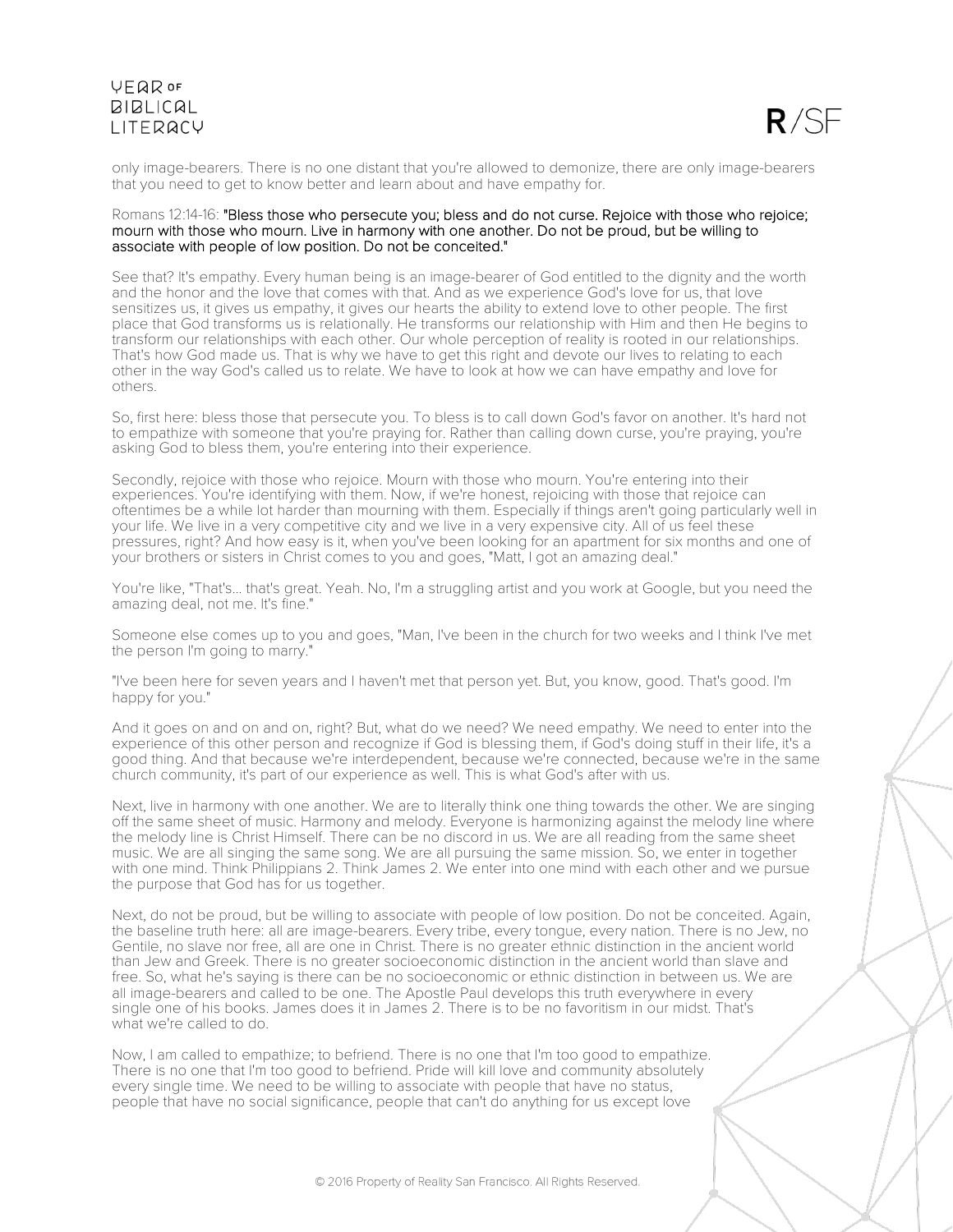only image-bearers. There is no one distant that you're allowed to demonize, there are only image-bearers that you need to get to know better and learn about and have empathy for.

Romans 12:14-16: **"Bless those who persecute you; bless and do not curse. Rejoice with those who rejoice; mourn with those who mourn. Live in harmony with one another. Do not be proud, but be willing to associate with people of low position. Do not be conceited."**

See that? It's empathy. Every human being is an image-bearer of God entitled to the dignity and the worth and the honor and the love that comes with that. And as we experience God's love for us, that love sensitizes us, it gives us empathy, it gives our hearts the ability to extend love to other people. The first place that God transforms us is relationally. He transforms our relationship with Him and then He begins to transform our relationships with each other. Our whole perception of reality is rooted in our relationships. That's how God made us. That is why we have to get this right and devote our lives to relating to each other in the way God's called us to relate. We have to look at how we can have empathy and love for others.

So, first here: bless those that persecute you. To bless is to call down God's favor on another. It's hard not to empathize with someone that you're praying for. Rather than calling down curse, you're praying, you're asking God to bless them, you're entering into their experience.

Secondly, rejoice with those who rejoice. Mourn with those who mourn. You're entering into their experiences. You're identifying with them. Now, if we're honest, rejoicing with those that rejoice can oftentimes be a while lot harder than mourning with them. Especially if things aren't going particularly well in your life. We live in a very competitive city and we live in a very expensive city. All of us feel these pressures, right? And how easy is it, when you've been looking for an apartment for six months and one of your brothers or sisters in Christ comes to you and goes, "Matt, I got an amazing deal."

You're like, "That's... that's great. Yeah. No, I'm a struggling artist and you work at Google, but you need the amazing deal, not me. It's fine."

Someone else comes up to you and goes, "Man, I've been in the church for two weeks and I think I've met the person I'm going to marry."

"I've been here for seven years and I haven't met that person yet. But, you know, good. That's good. I'm happy for you."

And it goes on and on and on, right? But, what do we need? We need empathy. We need to enter into the experience of this other person and recognize if God is blessing them, if God's doing stuff in their life, it's a good thing. And that because we're interdependent, because we're connected, because we're in the same church community, it's part of our experience as well. This is what God's after with us.

Next, live in harmony with one another. We are to literally think one thing towards the other. We are singing off the same sheet of music. Harmony and melody. Everyone is harmonizing against the melody line where the melody line is Christ Himself. There can be no discord in us. We are all reading from the same sheet music. We are all singing the same song. We are all pursuing the same mission. So, we enter in together with one mind. Think Philippians 2. Think James 2. We enter into one mind with each other and we pursue the purpose that God has for us together.

Next, do not be proud, but be willing to associate with people of low position. Do not be conceited. Again, the baseline truth here: all are image-bearers. Every tribe, every tongue, every nation. There is no Jew, no Gentile, no slave nor free, all are one in Christ. There is no greater ethnic distinction in the ancient world than Jew and Greek. There is no greater socioeconomic distinction in the ancient world than slave and free. So, what he's saying is there can be no socioeconomic or ethnic distinction in between us. We are all image-bearers and called to be one. The Apostle Paul develops this truth everywhere in every single one of his books. James does it in James 2. There is to be no favoritism in our midst. That's what we're called to do.

Now, I am called to empathize; to befriend. There is no one that I'm too good to empathize. There is no one that I'm too good to befriend. Pride will kill love and community absolutely every single time. We need to be willing to associate with people that have no status, people that have no social significance, people that can't do anything for us except love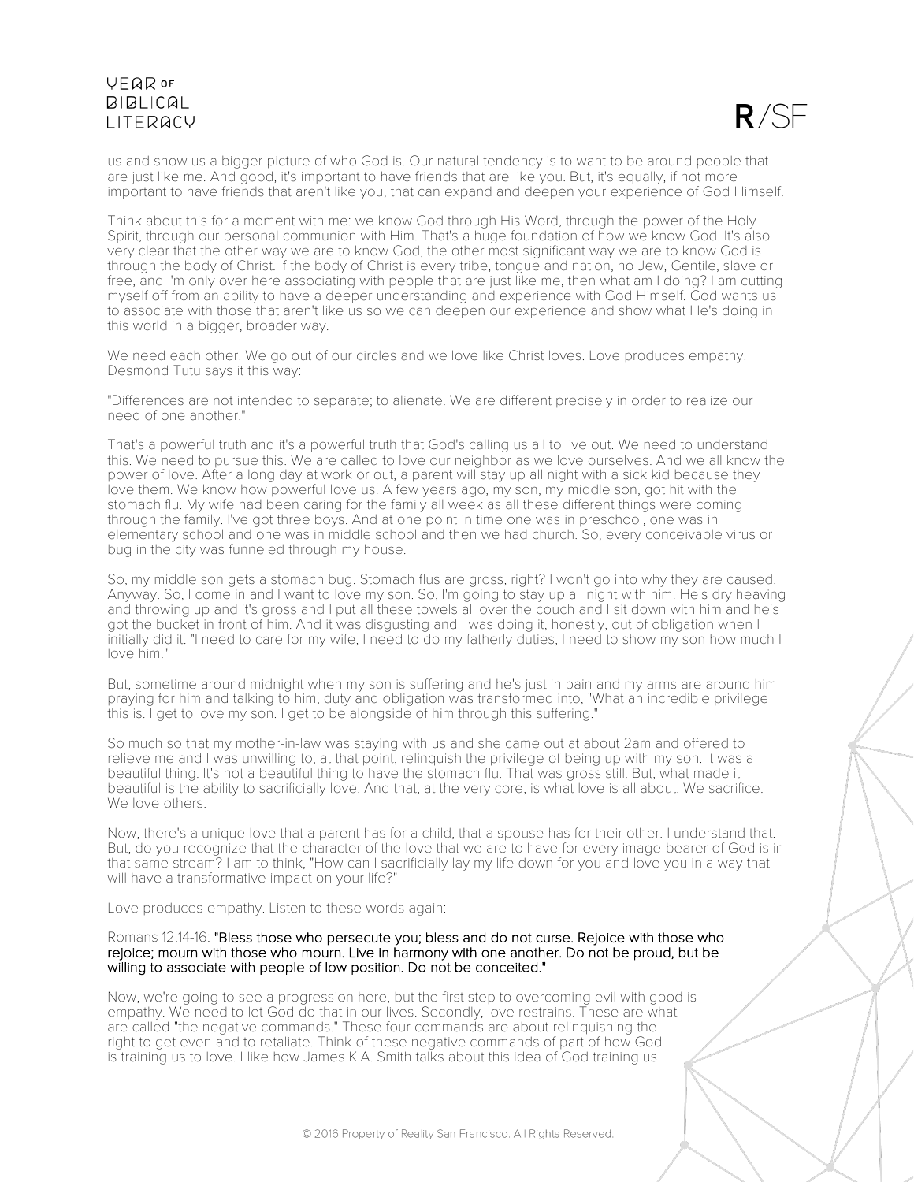us and show us a bigger picture of who God is. Our natural tendency is to want to be around people that are just like me. And good, it's important to have friends that are like you. But, it's equally, if not more important to have friends that aren't like you, that can expand and deepen your experience of God Himself.

Think about this for a moment with me: we know God through His Word, through the power of the Holy Spirit, through our personal communion with Him. That's a huge foundation of how we know God. It's also very clear that the other way we are to know God, the other most significant way we are to know God is through the body of Christ. If the body of Christ is every tribe, tongue and nation, no Jew, Gentile, slave or free, and I'm only over here associating with people that are just like me, then what am I doing? I am cutting myself off from an ability to have a deeper understanding and experience with God Himself. God wants us to associate with those that aren't like us so we can deepen our experience and show what He's doing in this world in a bigger, broader way.

We need each other. We go out of our circles and we love like Christ loves. Love produces empathy. Desmond Tutu says it this way:

"Differences are not intended to separate; to alienate. We are different precisely in order to realize our need of one another."

That's a powerful truth and it's a powerful truth that God's calling us all to live out. We need to understand this. We need to pursue this. We are called to love our neighbor as we love ourselves. And we all know the power of love. After a long day at work or out, a parent will stay up all night with a sick kid because they love them. We know how powerful love us. A few years ago, my son, my middle son, got hit with the stomach flu. My wife had been caring for the family all week as all these different things were coming through the family. I've got three boys. And at one point in time one was in preschool, one was in elementary school and one was in middle school and then we had church. So, every conceivable virus or bug in the city was funneled through my house.

So, my middle son gets a stomach bug. Stomach flus are gross, right? I won't go into why they are caused. Anyway. So, I come in and I want to love my son. So, I'm going to stay up all night with him. He's dry heaving and throwing up and it's gross and I put all these towels all over the couch and I sit down with him and he's got the bucket in front of him. And it was disgusting and I was doing it, honestly, out of obligation when I initially did it. "I need to care for my wife, I need to do my fatherly duties, I need to show my son how much I love him."

But, sometime around midnight when my son is suffering and he's just in pain and my arms are around him praying for him and talking to him, duty and obligation was transformed into, "What an incredible privilege this is. I get to love my son. I get to be alongside of him through this suffering."

So much so that my mother-in-law was staying with us and she came out at about 2am and offered to relieve me and I was unwilling to, at that point, relinquish the privilege of being up with my son. It was a beautiful thing. It's not a beautiful thing to have the stomach flu. That was gross still. But, what made it beautiful is the ability to sacrificially love. And that, at the very core, is what love is all about. We sacrifice. We love others.

Now, there's a unique love that a parent has for a child, that a spouse has for their other. I understand that. But, do you recognize that the character of the love that we are to have for every image-bearer of God is in that same stream? I am to think, "How can I sacrificially lay my life down for you and love you in a way that will have a transformative impact on your life?"

Love produces empathy. Listen to these words again:

Romans 12:14-16: "Bless those who persecute you; bless and do not curse. Rejoice with those who rejoice; mourn with those who mourn. Live in harmony with one another. Do not be proud, but be willing to associate with people of low position. Do not be conceited."

Now, we're going to see a progression here, but the first step to overcoming evil with good is empathy. We need to let God do that in our lives. Secondly, love restrains. These are what are called "the negative commands." These four commands are about relinquishing the right to get even and to retaliate. Think of these negative commands of part of how God is training us to love. I like how James K.A. Smith talks about this idea of God training us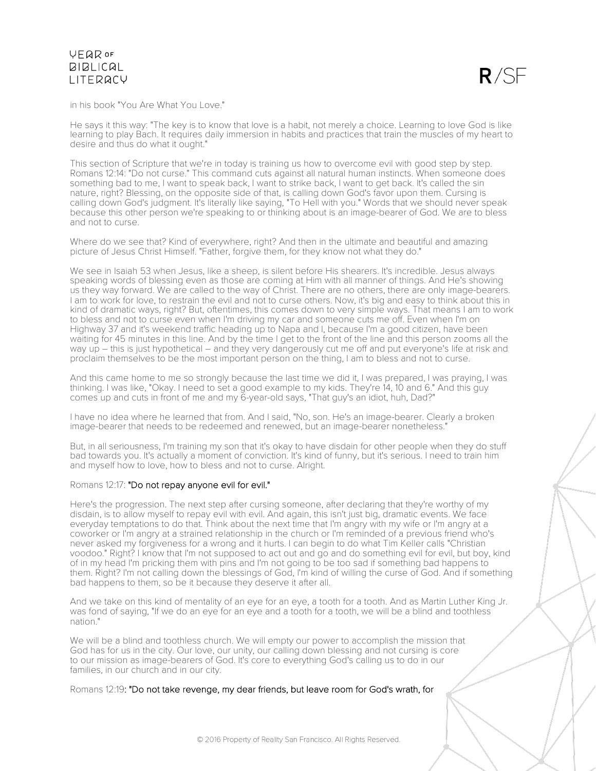in his book "You Are What You Love."

He says it this way: "The key is to know that love is a habit, not merely a choice. Learning to love God is like learning to play Bach. It requires daily immersion in habits and practices that train the muscles of my heart to desire and thus do what it ought."

This section of Scripture that we're in today is training us how to overcome evil with good step by step. Romans 12:14: "Do not curse." This command cuts against all natural human instincts. When someone does something bad to me, I want to speak back, I want to strike back, I want to get back. It's called the sin nature, right? Blessing, on the opposite side of that, is calling down God's favor upon them. Cursing is calling down God's judgment. It's literally like saying, "To Hell with you." Words that we should never speak because this other person we're speaking to or thinking about is an image-bearer of God. We are to bless and not to curse.

Where do we see that? Kind of everywhere, right? And then in the ultimate and beautiful and amazing picture of Jesus Christ Himself. "Father, forgive them, for they know not what they do."

We see in Isaiah 53 when Jesus, like a sheep, is silent before His shearers. It's incredible. Jesus always speaking words of blessing even as those are coming at Him with all manner of things. And He's showing us they way forward. We are called to the way of Christ. There are no others, there are only image-bearers. I am to work for love, to restrain the evil and not to curse others. Now, it's big and easy to think about this in kind of dramatic ways, right? But, oftentimes, this comes down to very simple ways. That means I am to work to bless and not to curse even when I'm driving my car and someone cuts me off. Even when I'm on Highway 37 and it's weekend traffic heading up to Napa and I, because I'm a good citizen, have been waiting for 45 minutes in this line. And by the time I get to the front of the line and this person zooms all the way up – this is just hypothetical – and they very dangerously cut me off and put everyone's life at risk and proclaim themselves to be the most important person on the thing, I am to bless and not to curse.

And this came home to me so strongly because the last time we did it, I was prepared, I was praying, I was thinking. I was like, "Okay. I need to set a good example to my kids. They're 14, 10 and 6." And this guy comes up and cuts in front of me and my 6-year-old says, "That guy's an idiot, huh, Dad?"

I have no idea where he learned that from. And I said, "No, son. He's an image-bearer. Clearly a broken image-bearer that needs to be redeemed and renewed, but an image-bearer nonetheless."

But, in all seriousness, I'm training my son that it's okay to have disdain for other people when they do stuff bad towards you. It's actually a moment of conviction. It's kind of funny, but it's serious. I need to train him and myself how to love, how to bless and not to curse. Alright.

Romans 12:17: "Do not repay anyone evil for evil."

Here's the progression. The next step after cursing someone, after declaring that they're worthy of my disdain, is to allow myself to repay evil with evil. And again, this isn't just big, dramatic events. We face everyday temptations to do that. Think about the next time that I'm angry with my wife or I'm angry at a coworker or I'm angry at a strained relationship in the church or I'm reminded of a previous friend who's never asked my forgiveness for a wrong and it hurts. I can begin to do what Tim Keller calls "Christian voodoo." Right? I know that I'm not supposed to act out and go and do something evil for evil, but boy, kind of in my head I'm pricking them with pins and I'm not going to be too sad if something bad happens to them. Right? I'm not calling down the blessings of God, I'm kind of willing the curse of God. And if something bad happens to them, so be it because they deserve it after all.

And we take on this kind of mentality of an eye for an eye, a tooth for a tooth. And as Martin Luther King Jr. was fond of saying, "If we do an eye for an eye and a tooth for a tooth, we will be a blind and toothless nation."

We will be a blind and toothless church. We will empty our power to accomplish the mission that God has for us in the city. Our love, our unity, our calling down blessing and not cursing is core to our mission as image-bearers of God. It's core to everything God's calling us to do in our families, in our church and in our city.

Romans 12:19: "Do not take revenge, my dear friends, but leave room for God's wrath, for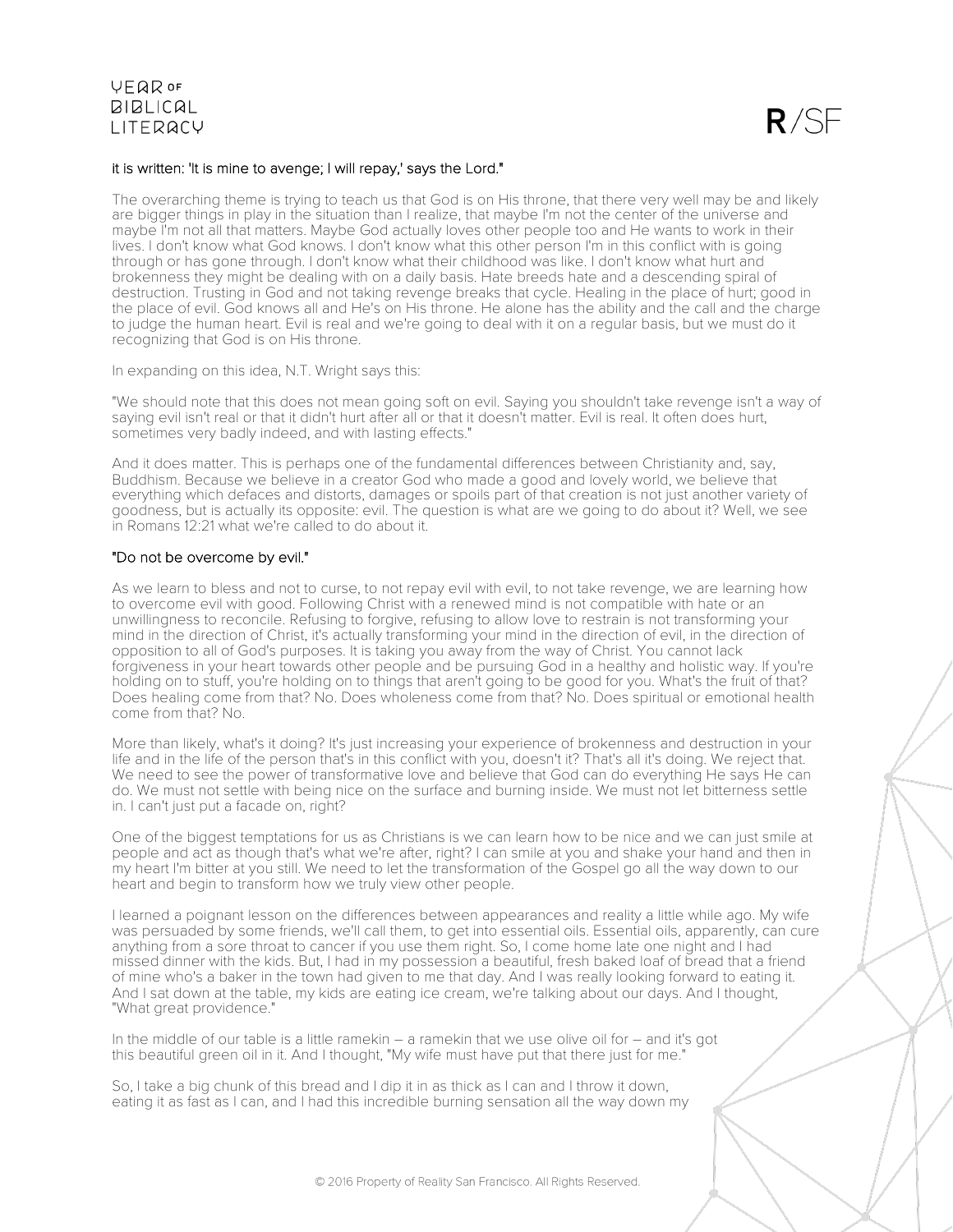**it is written: 'It is mine to avenge; I will repay,' says the Lord."**

The overarching theme is trying to teach us that God is on His throne, that there very well may be and likely are bigger things in play in the situation than I realize, that maybe I'm not the center of the universe and maybe I'm not all that matters. Maybe God actually loves other people too and He wants to work in their lives. I don't know what God knows. I don't know what this other person I'm in this conflict with is going through or has gone through. I don't know what their childhood was like. I don't know what hurt and brokenness they might be dealing with on a daily basis. Hate breeds hate and a descending spiral of destruction. Trusting in God and not taking revenge breaks that cycle. Healing in the place of hurt; good in the place of evil. God knows all and He's on His throne. He alone has the ability and the call and the charge to judge the human heart. Evil is real and we're going to deal with it on a regular basis, but we must do it recognizing that God is on His throne.

In expanding on this idea, N.T. Wright says this:

"We should note that this does not mean going soft on evil. Saying you shouldn't take revenge isn't a way of saying evil isn't real or that it didn't hurt after all or that it doesn't matter. Evil is real. It often does hurt, sometimes very badly indeed, and with lasting effects."

And it does matter. This is perhaps one of the fundamental differences between Christianity and, say, Buddhism. Because we believe in a creator God who made a good and lovely world, we believe that everything which defaces and distorts, damages or spoils part of that creation is not just another variety of goodness, but is actually its opposite: evil. The question is what are we going to do about it? Well, we see in Romans 12:21 what we're called to do about it.

**"Do not be overcome by evil."**

As we learn to bless and not to curse, to not repay evil with evil, to not take revenge, we are learning how to overcome evil with good. Following Christ with a renewed mind is not compatible with hate or an unwillingness to reconcile. Refusing to forgive, refusing to allow love to restrain is not transforming your mind in the direction of Christ, it's actually transforming your mind in the direction of evil, in the direction of opposition to all of God's purposes. It is taking you away from the way of Christ. You cannot lack forgiveness in your heart towards other people and be pursuing God in a healthy and holistic way. If you're holding on to stuff, you're holding on to things that aren't going to be good for you. What's the fruit of that? Does healing come from that? No. Does wholeness come from that? No. Does spiritual or emotional health come from that? No.

More than likely, what's it doing? It's just increasing your experience of brokenness and destruction in your life and in the life of the person that's in this conflict with you, doesn't it? That's all it's doing. We reject that. We need to see the power of transformative love and believe that God can do everything He says He can do. We must not settle with being nice on the surface and burning inside. We must not let bitterness settle in. I can't just put a facade on, right?

One of the biggest temptations for us as Christians is we can learn how to be nice and we can just smile at people and act as though that's what we're after, right? I can smile at you and shake your hand and then in my heart I'm bitter at you still. We need to let the transformation of the Gospel go all the way down to our heart and begin to transform how we truly view other people.

I learned a poignant lesson on the differences between appearances and reality a little while ago. My wife was persuaded by some friends, we'll call them, to get into essential oils. Essential oils, apparently, can cure anything from a sore throat to cancer if you use them right. So, I come home late one night and I had missed dinner with the kids. But, I had in my possession a beautiful, fresh baked loaf of bread that a friend of mine who's a baker in the town had given to me that day. And I was really looking forward to eating it. And I sat down at the table, my kids are eating ice cream, we're talking about our days. And I thought, "What great providence."

In the middle of our table is a little ramekin – a ramekin that we use olive oil for – and it's got this beautiful green oil in it. And I thought, "My wife must have put that there just for me."

So, I take a big chunk of this bread and I dip it in as thick as I can and I throw it down, eating it as fast as I can, and I had this incredible burning sensation all the way down my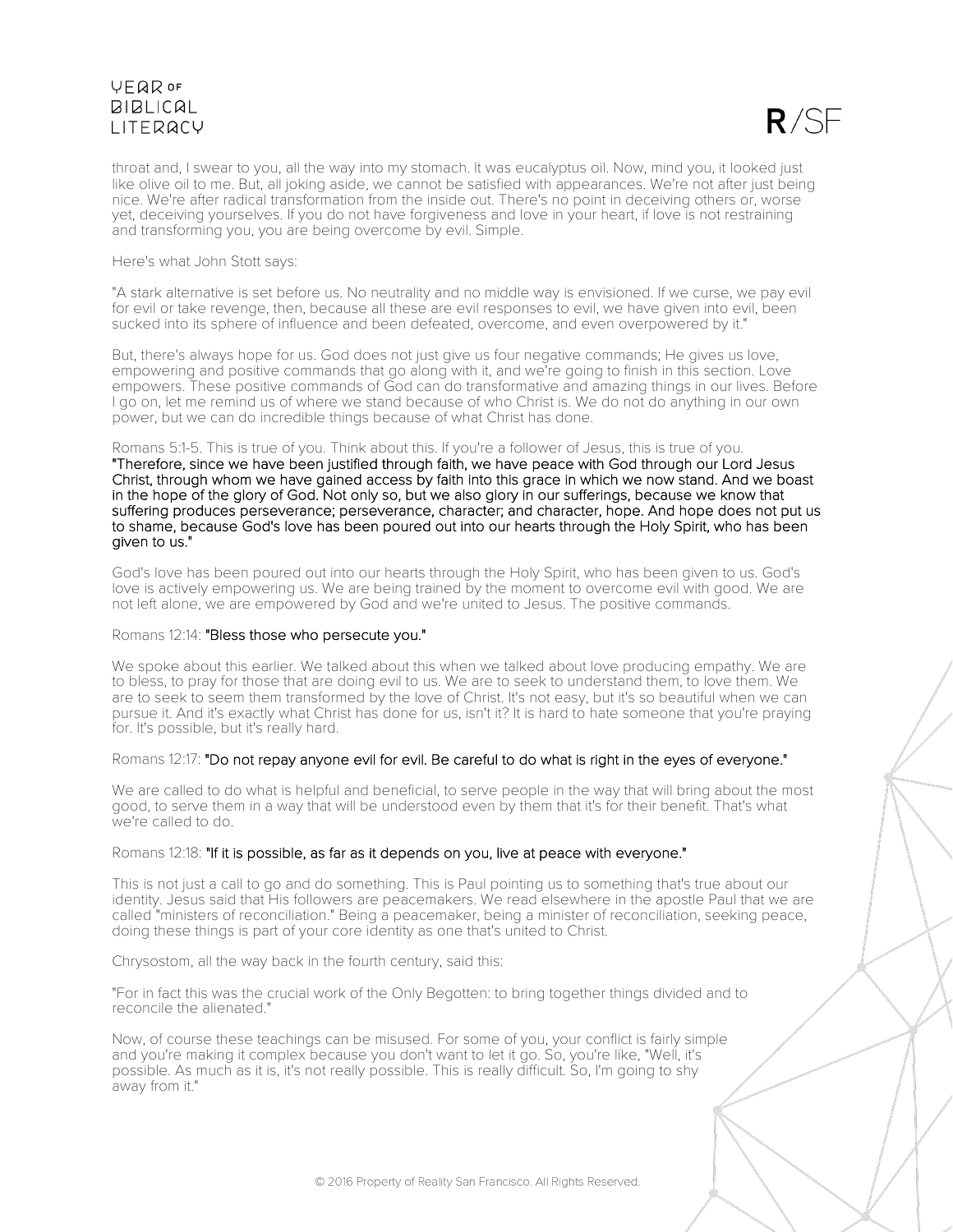throat and, I swear to you, all the way into my stomach. It was eucalyptus oil. Now, mind you, it looked just like olive oil to me. But, all joking aside, we cannot be satisfied with appearances. We're not after just being nice. We're after radical transformation from the inside out. There's no point in deceiving others or, worse yet, deceiving yourselves. If you do not have forgiveness and love in your heart, if love is not restraining and transforming you, you are being overcome by evil. Simple.

Here's what John Stott says:

"A stark alternative is set before us. No neutrality and no middle way is envisioned. If we curse, we pay evil for evil or take revenge, then, because all these are evil responses to evil, we have given into evil, been sucked into its sphere of influence and been defeated, overcome, and even overpowered by it."

But, there's always hope for us. God does not just give us four negative commands; He gives us love, empowering and positive commands that go along with it, and we're going to finish in this section. Love empowers. These positive commands of God can do transformative and amazing things in our lives. Before I go on, let me remind us of where we stand because of who Christ is. We do not do anything in our own power, but we can do incredible things because of what Christ has done.

Romans 5:1-5. This is true of you. Think about this. If you're a follower of Jesus, this is true of you. **"Therefore, since we have been justified through faith, we have peace with God through our Lord Jesus Christ, through whom we have gained access by faith into this grace in which we now stand. And we boast in the hope of the glory of God. Not only so, but we also glory in our sufferings, because we know that suffering produces perseverance; perseverance, character; and character, hope. And hope does not put us to shame, because God's love has been poured out into our hearts through the Holy Spirit, who has been given to us."**

God's love has been poured out into our hearts through the Holy Spirit, who has been given to us. God's love is actively empowering us. We are being trained by the moment to overcome evil with good. We are not left alone, we are empowered by God and we're united to Jesus. The positive commands.

Romans 12:14: **"Bless those who persecute you."**

We spoke about this earlier. We talked about this when we talked about love producing empathy. We are to bless, to pray for those that are doing evil to us. We are to seek to understand them, to love them. We are to seek to seem them transformed by the love of Christ. It's not easy, but it's so beautiful when we can pursue it. And it's exactly what Christ has done for us, isn't it? It is hard to hate someone that you're praying for. It's possible, but it's really hard.

Romans 12:17: **"Do not repay anyone evil for evil. Be careful to do what is right in the eyes of everyone."**

We are called to do what is helpful and beneficial, to serve people in the way that will bring about the most good, to serve them in a way that will be understood even by them that it's for their benefit. That's what we're called to do.

Romans 12:18: **"If it is possible, as far as it depends on you, live at peace with everyone."**

This is not just a call to go and do something. This is Paul pointing us to something that's true about our identity. Jesus said that His followers are peacemakers. We read elsewhere in the apostle Paul that we are called "ministers of reconciliation." Being a peacemaker, being a minister of reconciliation, seeking peace, doing these things is part of your core identity as one that's united to Christ.

Chrysostom, all the way back in the fourth century, said this:

"For in fact this was the crucial work of the Only Begotten: to bring together things divided and to reconcile the alienated."

Now, of course these teachings can be misused. For some of you, your conflict is fairly simple and you're making it complex because you don't want to let it go. So, you're like, "Well, it's possible. As much as it is, it's not really possible. This is really difficult. So, I'm going to shy away from it."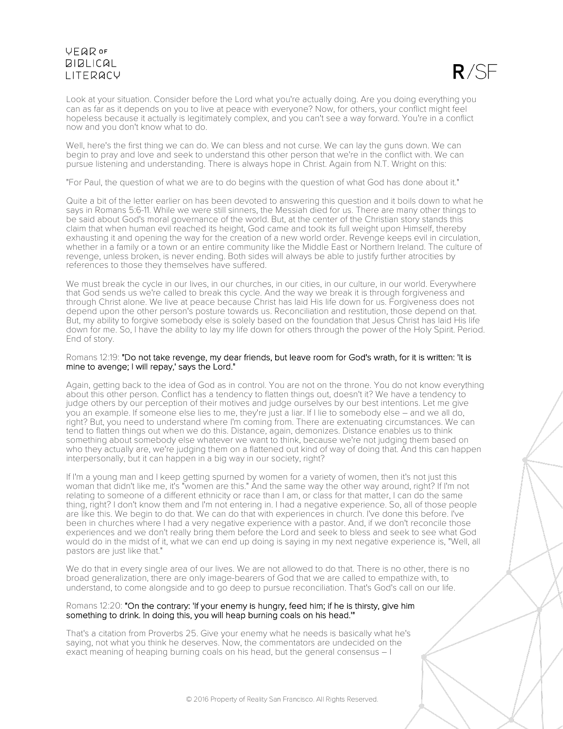Look at your situation. Consider before the Lord what you're actually doing. Are you doing everything you can as far as it depends on you to live at peace with everyone? Now, for others, your conflict might feel hopeless because it actually is legitimately complex, and you can't see a way forward. You're in a conflict now and you don't know what to do.

Well, here's the first thing we can do. We can bless and not curse. We can lay the guns down. We can begin to pray and love and seek to understand this other person that we're in the conflict with. We can pursue listening and understanding. There is always hope in Christ. Again from N.T. Wright on this:

"For Paul, the question of what we are to do begins with the question of what God has done about it."

Quite a bit of the letter earlier on has been devoted to answering this question and it boils down to what he says in Romans 5:6-11. While we were still sinners, the Messiah died for us. There are many other things to be said about God's moral governance of the world. But, at the center of the Christian story stands this claim that when human evil reached its height, God came and took its full weight upon Himself, thereby exhausting it and opening the way for the creation of a new world order. Revenge keeps evil in circulation, whether in a family or a town or an entire community like the Middle East or Northern Ireland. The culture of revenge, unless broken, is never ending. Both sides will always be able to justify further atrocities by references to those they themselves have suffered.

We must break the cycle in our lives, in our churches, in our cities, in our culture, in our world. Everywhere that God sends us we're called to break this cycle. And the way we break it is through forgiveness and through Christ alone. We live at peace because Christ has laid His life down for us. Forgiveness does not depend upon the other person's posture towards us. Reconciliation and restitution, those depend on that. But, my ability to forgive somebody else is solely based on the foundation that Jesus Christ has laid His life down for me. So, I have the ability to lay my life down for others through the power of the Holy Spirit. Period. End of story.

Romans 12:19: **"Do not take revenge, my dear friends, but leave room for God's wrath, for it is written: 'It is mine to avenge; I will repay,' says the Lord."**

Again, getting back to the idea of God as in control. You are not on the throne. You do not know everything about this other person. Conflict has a tendency to flatten things out, doesn't it? We have a tendency to judge others by our perception of their motives and judge ourselves by our best intentions. Let me give you an example. If someone else lies to me, they're just a liar. If I lie to somebody else – and we all do, right? But, you need to understand where I'm coming from. There are extenuating circumstances. We can tend to flatten things out when we do this. Distance, again, demonizes. Distance enables us to think something about somebody else whatever we want to think, because we're not judging them based on who they actually are, we're judging them on a flattened out kind of way of doing that. And this can happen interpersonally, but it can happen in a big way in our society, right?

If I'm a young man and I keep getting spurned by women for a variety of women, then it's not just this woman that didn't like me, it's "women are this." And the same way the other way around, right? If I'm not relating to someone of a different ethnicity or race than I am, or class for that matter, I can do the same thing, right? I don't know them and I'm not entering in. I had a negative experience. So, all of those people are like this. We begin to do that. We can do that with experiences in church. I've done this before. I've been in churches where I had a very negative experience with a pastor. And, if we don't reconcile those experiences and we don't really bring them before the Lord and seek to bless and seek to see what God would do in the midst of it, what we can end up doing is saying in my next negative experience is, "Well, all pastors are just like that."

We do that in every single area of our lives. We are not allowed to do that. There is no other, there is no broad generalization, there are only image-bearers of God that we are called to empathize with, to understand, to come alongside and to go deep to pursue reconciliation. That's God's call on our life.

Romans 12:20: **"On the contrary: 'If your enemy is hungry, feed him; if he is thirsty, give him something to drink. In doing this, you will heap burning coals on his head.'"**

That's a citation from Proverbs 25. Give your enemy what he needs is basically what he's saying, not what you think he deserves. Now, the commentators are undecided on the exact meaning of heaping burning coals on his head, but the general consensus – I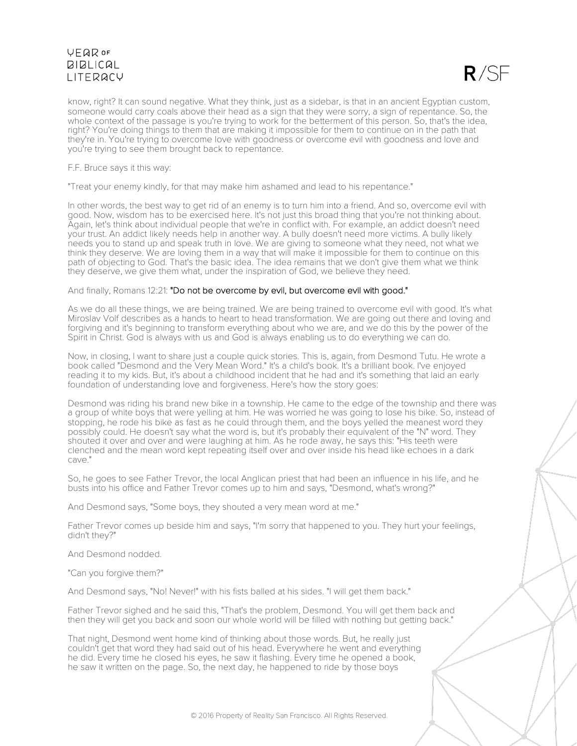know, right? It can sound negative. What they think, just as a sidebar, is that in an ancient Egyptian custom, someone would carry coals above their head as a sign that they were sorry, a sign of repentance. So, the whole context of the passage is you're trying to work for the betterment of this person. So, that's the idea, right? You're doing things to them that are making it impossible for them to continue on in the path that they're in. You're trying to overcome love with goodness or overcome evil with goodness and love and you're trying to see them brought back to repentance.

F.F. Bruce says it this way:

"Treat your enemy kindly, for that may make him ashamed and lead to his repentance."

In other words, the best way to get rid of an enemy is to turn him into a friend. And so, overcome evil with good. Now, wisdom has to be exercised here. It's not just this broad thing that you're not thinking about. Again, let's think about individual people that we're in conflict with. For example, an addict doesn't need your trust. An addict likely needs help in another way. A bully doesn't need more victims. A bully likely needs you to stand up and speak truth in love. We are giving to someone what they need, not what we think they deserve. We are loving them in a way that will make it impossible for them to continue on this path of objecting to God. That's the basic idea. The idea remains that we don't give them what we think they deserve, we give them what, under the inspiration of God, we believe they need.

And finally, Romans 12:21: "Do not be overcome by evil, but overcome evil with good."

As we do all these things, we are being trained. We are being trained to overcome evil with good. It's what Miroslav Volf describes as a hands to heart to head transformation. We are going out there and loving and forgiving and it's beginning to transform everything about who we are, and we do this by the power of the Spirit in Christ. God is always with us and God is always enabling us to do everything we can do.

Now, in closing, I want to share just a couple quick stories. This is, again, from Desmond Tutu. He wrote a book called "Desmond and the Very Mean Word." It's a child's book. It's a brilliant book. I've enjoyed reading it to my kids. But, it's about a childhood incident that he had and it's something that laid an early foundation of understanding love and forgiveness. Here's how the story goes:

Desmond was riding his brand new bike in a township. He came to the edge of the township and there was a group of white boys that were yelling at him. He was worried he was going to lose his bike. So, instead of stopping, he rode his bike as fast as he could through them, and the boys yelled the meanest word they possibly could. He doesn't say what the word is, but it's probably their equivalent of the "N" word. They shouted it over and over and were laughing at him. As he rode away, he says this: "His teeth were clenched and the mean word kept repeating itself over and over inside his head like echoes in a dark cave."

So, he goes to see Father Trevor, the local Anglican priest that had been an influence in his life, and he busts into his office and Father Trevor comes up to him and says, "Desmond, what's wrong?"

And Desmond says, "Some boys, they shouted a very mean word at me."

Father Trevor comes up beside him and says, "I'm sorry that happened to you. They hurt your feelings, didn't they?"

And Desmond nodded.

"Can you forgive them?"

And Desmond says, "No! Never!" with his fists balled at his sides. "I will get them back."

Father Trevor sighed and he said this, "That's the problem, Desmond. You will get them back and then they will get you back and soon our whole world will be filled with nothing but getting back."

That night, Desmond went home kind of thinking about those words. But, he really just couldn't get that word they had said out of his head. Everywhere he went and everything he did. Every time he closed his eyes, he saw it flashing. Every time he opened a book, he saw it written on the page. So, the next day, he happened to ride by those boys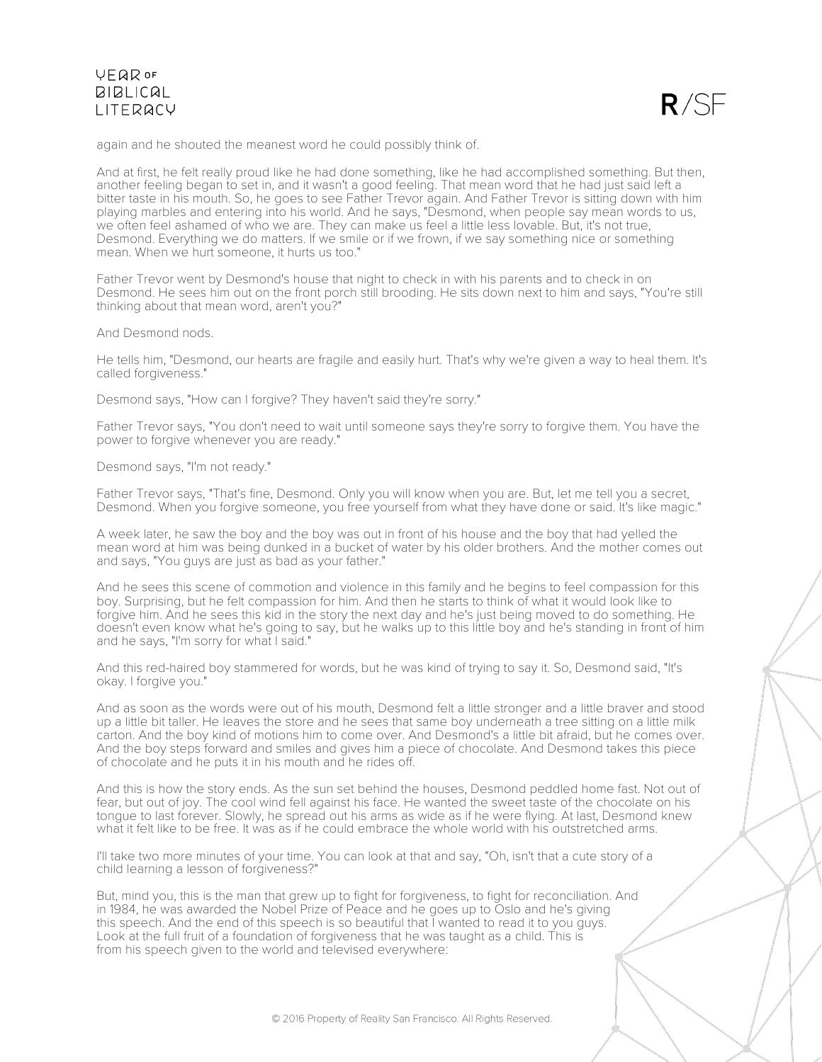again and he shouted the meanest word he could possibly think of.

And at first, he felt really proud like he had done something, like he had accomplished something. But then, another feeling began to set in, and it wasn't a good feeling. That mean word that he had just said left a bitter taste in his mouth. So, he goes to see Father Trevor again. And Father Trevor is sitting down with him playing marbles and entering into his world. And he says, "Desmond, when people say mean words to us, we often feel ashamed of who we are. They can make us feel a little less lovable. But, it's not true, Desmond. Everything we do matters. If we smile or if we frown, if we say something nice or something mean. When we hurt someone, it hurts us too."

Father Trevor went by Desmond's house that night to check in with his parents and to check in on Desmond. He sees him out on the front porch still brooding. He sits down next to him and says, "You're still thinking about that mean word, aren't you?"

And Desmond nods.

He tells him, "Desmond, our hearts are fragile and easily hurt. That's why we're given a way to heal them. It's called forgiveness."

Desmond says, "How can I forgive? They haven't said they're sorry."

Father Trevor says, "You don't need to wait until someone says they're sorry to forgive them. You have the power to forgive whenever you are ready."

Desmond says, "I'm not ready."

Father Trevor says, "That's fine, Desmond. Only you will know when you are. But, let me tell you a secret, Desmond. When you forgive someone, you free yourself from what they have done or said. It's like magic."

A week later, he saw the boy and the boy was out in front of his house and the boy that had yelled the mean word at him was being dunked in a bucket of water by his older brothers. And the mother comes out and says, "You guys are just as bad as your father."

And he sees this scene of commotion and violence in this family and he begins to feel compassion for this boy. Surprising, but he felt compassion for him. And then he starts to think of what it would look like to forgive him. And he sees this kid in the story the next day and he's just being moved to do something. He doesn't even know what he's going to say, but he walks up to this little boy and he's standing in front of him and he says, "I'm sorry for what I said."

And this red-haired boy stammered for words, but he was kind of trying to say it. So, Desmond said, "It's okay. I forgive you."

And as soon as the words were out of his mouth, Desmond felt a little stronger and a little braver and stood up a little bit taller. He leaves the store and he sees that same boy underneath a tree sitting on a little milk carton. And the boy kind of motions him to come over. And Desmond's a little bit afraid, but he comes over. And the boy steps forward and smiles and gives him a piece of chocolate. And Desmond takes this piece of chocolate and he puts it in his mouth and he rides off.

And this is how the story ends. As the sun set behind the houses, Desmond peddled home fast. Not out of fear, but out of joy. The cool wind fell against his face. He wanted the sweet taste of the chocolate on his tongue to last forever. Slowly, he spread out his arms as wide as if he were flying. At last, Desmond knew what it felt like to be free. It was as if he could embrace the whole world with his outstretched arms.

I'll take two more minutes of your time. You can look at that and say, "Oh, isn't that a cute story of a child learning a lesson of forgiveness?"

But, mind you, this is the man that grew up to fight for forgiveness, to fight for reconciliation. And in 1984, he was awarded the Nobel Prize of Peace and he goes up to Oslo and he's giving this speech. And the end of this speech is so beautiful that I wanted to read it to you guys. Look at the full fruit of a foundation of forgiveness that he was taught as a child. This is from his speech given to the world and televised everywhere: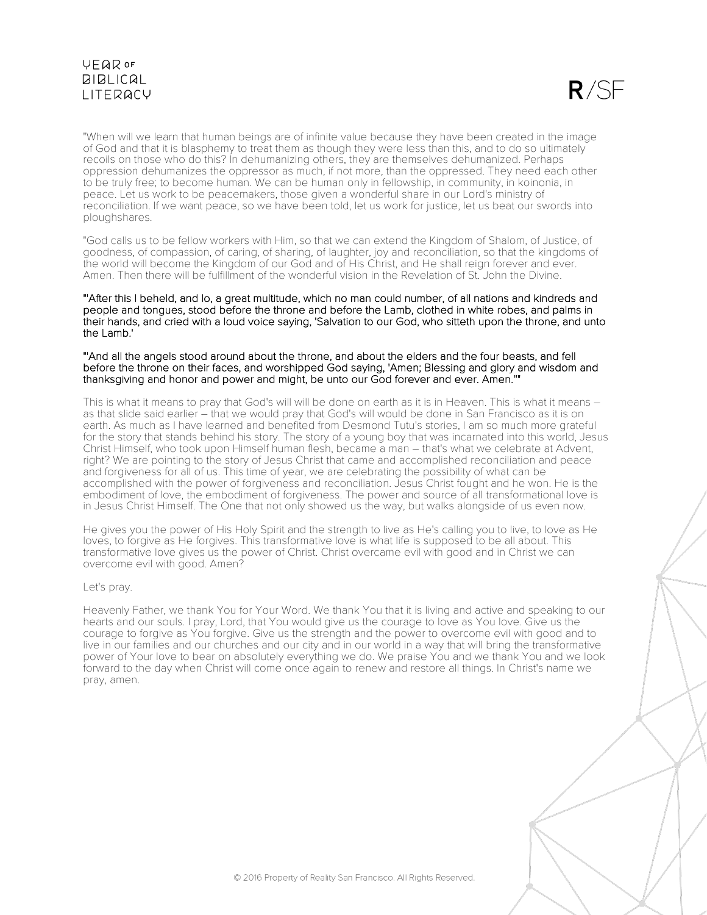"When will we learn that human beings are of infinite value because they have been created in the image of God and that it is blasphemy to treat them as though they were less than this, and to do so ultimately recoils on those who do this? In dehumanizing others, they are themselves dehumanized. Perhaps oppression dehumanizes the oppressor as much, if not more, than the oppressed. They need each other to be truly free; to become human. We can be human only in fellowship, in community, in koinonia, in peace. Let us work to be peacemakers, those given a wonderful share in our Lord's ministry of reconciliation. If we want peace, so we have been told, let us work for justice, let us beat our swords into ploughshares.

"God calls us to be fellow workers with Him, so that we can extend the Kingdom of Shalom, of Justice, of goodness, of compassion, of caring, of sharing, of laughter, joy and reconciliation, so that the kingdoms of the world will become the Kingdom of our God and of His Christ, and He shall reign forever and ever. Amen. Then there will be fulfillment of the wonderful vision in the Revelation of St. John the Divine.

"'After this I beheld, and lo, a great multitude, which no man could number, of all nations and kindreds and people and tongues, stood before the throne and before the Lamb, clothed in white robes, and palms in their hands, and cried with a loud voice saying, 'Salvation to our God, who sitteth upon the throne, and unto the Lamb.'

"'And all the angels stood around about the throne, and about the elders and the four beasts, and fell before the throne on their faces, and worshipped God saying, 'Amen; Blessing and glory and wisdom and thanksgiving and honor and power and might, be unto our God forever and ever. Amen.''"

This is what it means to pray that God's will will be done on earth as it is in Heaven. This is what it means – as that slide said earlier – that we would pray that God's will would be done in San Francisco as it is on earth. As much as I have learned and benefited from Desmond Tutu's stories, I am so much more grateful for the story that stands behind his story. The story of a young boy that was incarnated into this world, Jesus Christ Himself, who took upon Himself human flesh, became a man – that's what we celebrate at Advent, right? We are pointing to the story of Jesus Christ that came and accomplished reconciliation and peace and forgiveness for all of us. This time of year, we are celebrating the possibility of what can be accomplished with the power of forgiveness and reconciliation. Jesus Christ fought and he won. He is the embodiment of love, the embodiment of forgiveness. The power and source of all transformational love is in Jesus Christ Himself. The One that not only showed us the way, but walks alongside of us even now.

He gives you the power of His Holy Spirit and the strength to live as He's calling you to live, to love as He loves, to forgive as He forgives. This transformative love is what life is supposed to be all about. This transformative love gives us the power of Christ. Christ overcame evil with good and in Christ we can overcome evil with good. Amen?

Let's pray.

Heavenly Father, we thank You for Your Word. We thank You that it is living and active and speaking to our hearts and our souls. I pray, Lord, that You would give us the courage to love as You love. Give us the courage to forgive as You forgive. Give us the strength and the power to overcome evil with good and to live in our families and our churches and our city and in our world in a way that will bring the transformative power of Your love to bear on absolutely everything we do. We praise You and we thank You and we look forward to the day when Christ will come once again to renew and restore all things. In Christ's name we pray, amen.